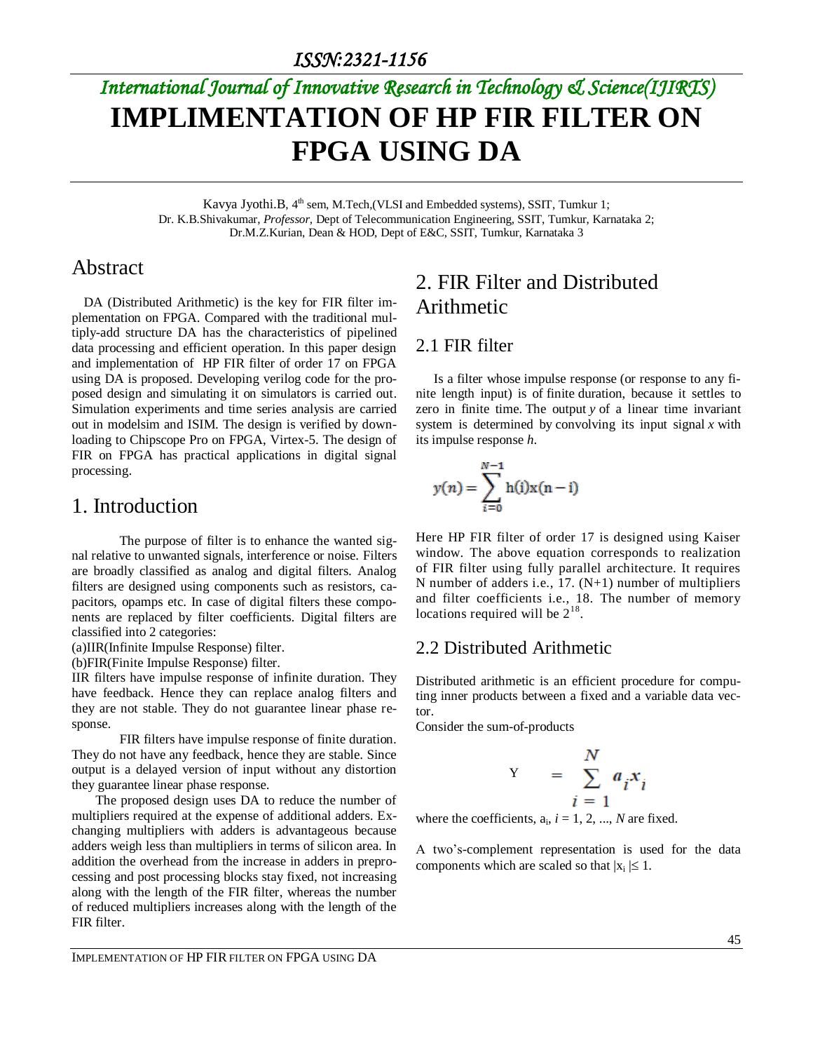ISSN:2321-1156

*International Journal of Innovative Research in Technology & Science(IJIRTS)*

# IMPLIMENTATION OF HP FIR FILTER ON FPGA USING DA

Kavya Jyothi.B, 4th sem, M.Tech,(VLSI and Embedded systems), SSIT, Tumkur 1;
Dr. K.B.Shivakumar, *Professor,* Dept of Telecommunication Engineering, SSIT, Tumkur, Karnataka 2;
Dr.M.Z.Kurian, Dean & HOD, Dept of E&C, SSIT, Tumkur, Karnataka 3

## Abstract

DA (Distributed Arithmetic) is the key for FIR filter implementation on FPGA. Compared with the traditional multiply-add structure DA has the characteristics of pipelined data processing and efficient operation. In this paper design and implementation of HP FIR filter of order 17 on FPGA using DA is proposed. Developing verilog code for the proposed design and simulating it on simulators is carried out. Simulation experiments and time series analysis are carried out in modelsim and ISIM. The design is verified by downloading to Chipscope Pro on FPGA, Virtex-5. The design of FIR on FPGA has practical applications in digital signal processing.

## 1. Introduction

The purpose of filter is to enhance the wanted signal relative to unwanted signals, interference or noise. Filters are broadly classified as analog and digital filters. Analog filters are designed using components such as resistors, capacitors, opamps etc. In case of digital filters these components are replaced by filter coefficients. Digital filters are classified into 2 categories:

(a)IIR(Infinite Impulse Response) filter.

(b)FIR(Finite Impulse Response) filter.

IIR filters have impulse response of infinite duration. They have feedback. Hence they can replace analog filters and they are not stable. They do not guarantee linear phase response.

FIR filters have impulse response of finite duration. They do not have any feedback, hence they are stable. Since output is a delayed version of input without any distortion they guarantee linear phase response.

The proposed design uses DA to reduce the number of multipliers required at the expense of additional adders. Exchanging multipliers with adders is advantageous because adders weigh less than multipliers in terms of silicon area. In addition the overhead from the increase in adders in preprocessing and post processing blocks stay fixed, not increasing along with the length of the FIR filter, whereas the number of reduced multipliers increases along with the length of the FIR filter.

## 2. FIR Filter and Distributed Arithmetic

### 2.1 FIR filter

Is a filter whose impulse response (or response to any finite length input) is of finite duration, because it settles to zero in finite time. The output *y* of a linear time invariant system is determined by convolving its input signal *x* with its impulse response *h*.

$$y(n) = \sum_{i=0}^{N-1} \mathrm{h(i)x(n-i)}$$

Here HP FIR filter of order 17 is designed using Kaiser window. The above equation corresponds to realization of FIR filter using fully parallel architecture. It requires N number of adders i.e., 17. (N+1) number of multipliers and filter coefficients i.e., 18. The number of memory locations required will be $2^{18}$.

### 2.2 Distributed Arithmetic

Distributed arithmetic is an efficient procedure for computing inner products between a fixed and a variable data vector.

Consider the sum-of-products

$$Y = \sum_{i=1}^{N} a_i x_i$$

where the coefficients, $a_i$, $i = 1, 2, ..., N$ are fixed.

A two's-complement representation is used for the data components which are scaled so that $|x_i| \leq 1$.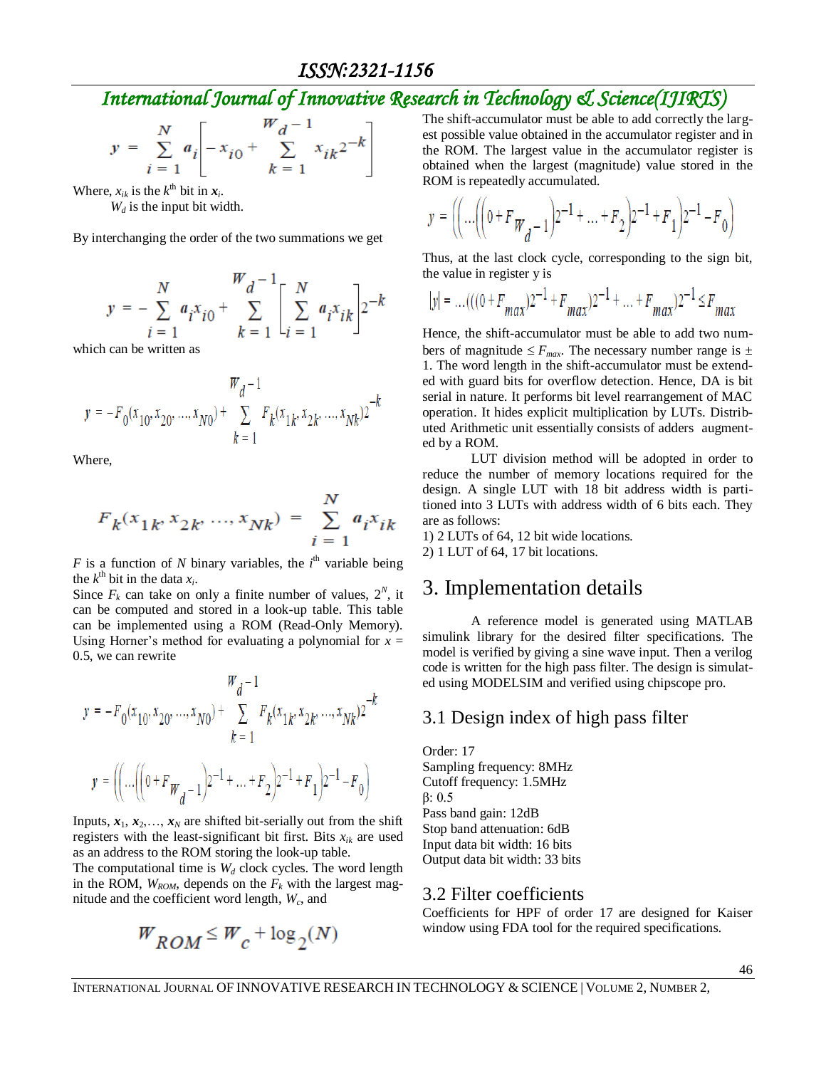$$y = \sum_{i=1}^{N} a_i \left[ -x_{i0} + \sum_{k=1}^{W_d - 1} x_{ik} 2^{-k} \right]$$

Where, $x_{ik}$ is the $k^{th}$ bit in $\boldsymbol{x}_i$.

$W_d$ is the input bit width.

By interchanging the order of the two summations we get

$$y = -\sum_{i=1}^{N} a_i x_{i0} + \sum_{k=1}^{W_d - 1} \left[ \sum_{i=1}^{N} a_i x_{ik} \right] 2^{-k}$$

which can be written as

$$y = -F_0(x_{10}, x_{20}, \ldots, x_{N0}) + \sum_{k=1}^{W_d - 1} F_k(x_{1k}, x_{2k}, \ldots, x_{Nk}) 2^{-k}$$

Where,

$$F_k(x_{1k}, x_{2k}, \ldots, x_{Nk}) = \sum_{i=1}^{N} a_i x_{ik}$$

$F$ is a function of $N$ binary variables, the $i^{th}$ variable being the $k^{th}$ bit in the data $x_i$.

Since $F_k$ can take on only a finite number of values, $2^N$, it can be computed and stored in a look-up table. This table can be implemented using a ROM (Read-Only Memory). Using Horner's method for evaluating a polynomial for $x$ = 0.5, we can rewrite

$$y = -F_0(x_{10}, x_{20}, \ldots, x_{N0}) + \sum_{k=1}^{W_d - 1} F_k(x_{1k}, x_{2k}, \ldots, x_{Nk}) 2^{-k}$$

$$y = \left( \left( \ldots \left( \left( 0 + F_{W_d - 1} \right) 2^{-1} + \ldots + F_2 \right) 2^{-1} + F_1 \right) 2^{-1} - F_0 \right)$$

Inputs, $\boldsymbol{x}_1, \boldsymbol{x}_2, \ldots, \boldsymbol{x}_N$ are shifted bit-serially out from the shift registers with the least-significant bit first. Bits $x_{ik}$ are used as an address to the ROM storing the look-up table.

The computational time is $W_d$ clock cycles. The word length in the ROM, $W_{ROM}$, depends on the $F_k$ with the largest magnitude and the coefficient word length, $W_c$, and

$$W_{ROM} \le W_c + \log_2(N)$$

The shift-accumulator must be able to add correctly the largest possible value obtained in the accumulator register and in the ROM. The largest value in the accumulator register is obtained when the largest (magnitude) value stored in the ROM is repeatedly accumulated.

$$y = \left( \left( \ldots \left( \left( 0 + F_{W_d - 1} \right) 2^{-1} + \ldots + F_2 \right) 2^{-1} + F_1 \right) 2^{-1} - F_0 \right)$$

Thus, at the last clock cycle, corresponding to the sign bit, the value in register y is

$$|y| = \ldots(((0 + F_{max}) 2^{-1} + F_{max}) 2^{-1} + \ldots + F_{max}) 2^{-1} \le F_{max}$$

Hence, the shift-accumulator must be able to add two numbers of magnitude $\le F_{max}$. The necessary number range is $\pm$ 1. The word length in the shift-accumulator must be extended with guard bits for overflow detection. Hence, DA is bit serial in nature. It performs bit level rearrangement of MAC operation. It hides explicit multiplication by LUTs. Distributed Arithmetic unit essentially consists of adders augmented by a ROM.

LUT division method will be adopted in order to reduce the number of memory locations required for the design. A single LUT with 18 bit address width is partitioned into 3 LUTs with address width of 6 bits each. They are as follows:

1) 2 LUTs of 64, 12 bit wide locations.
2) 1 LUT of 64, 17 bit locations.

# 3. Implementation details

A reference model is generated using MATLAB simulink library for the desired filter specifications. The model is verified by giving a sine wave input. Then a verilog code is written for the high pass filter. The design is simulated using MODELSIM and verified using chipscope pro.

## 3.1 Design index of high pass filter

Order: 17
Sampling frequency: 8MHz
Cutoff frequency: 1.5MHz
β: 0.5
Pass band gain: 12dB
Stop band attenuation: 6dB
Input data bit width: 16 bits
Output data bit width: 33 bits

## 3.2 Filter coefficients

Coefficients for HPF of order 17 are designed for Kaiser window using FDA tool for the required specifications.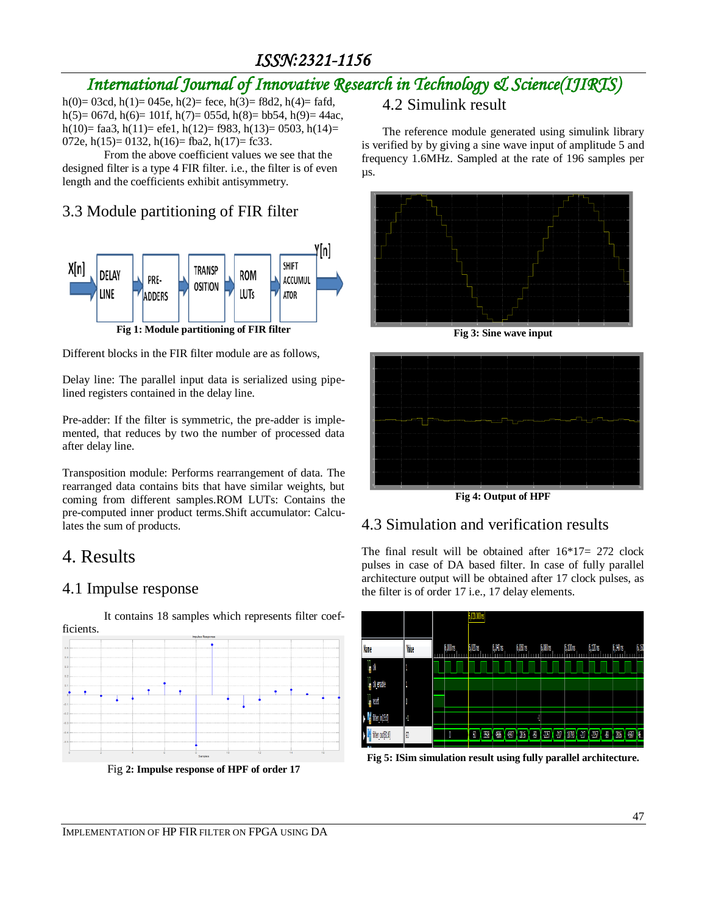h(0)= 03cd, h(1)= 045e, h(2)= fece, h(3)= f8d2, h(4)= fafd, h(5)= 067d, h(6)= 101f, h(7)= 055d, h(8)= bb54, h(9)= 44ac, h(10)= faa3, h(11)= efe1, h(12)= f983, h(13)= 0503, h(14)= 072e, h(15)= 0132, h(16)= fba2, h(17)= fc33.

From the above coefficient values we see that the designed filter is a type 4 FIR filter. i.e., the filter is of even length and the coefficients exhibit antisymmetry.

## 3.3 Module partitioning of FIR filter

**Fig 1: Module partitioning of FIR filter**

Different blocks in the FIR filter module are as follows,

Delay line: The parallel input data is serialized using pipelined registers contained in the delay line.

Pre-adder: If the filter is symmetric, the pre-adder is implemented, that reduces by two the number of processed data after delay line.

Transposition module: Performs rearrangement of data. The rearranged data contains bits that have similar weights, but coming from different samples.ROM LUTs: Contains the pre-computed inner product terms.Shift accumulator: Calculates the sum of products.

# 4. Results

## 4.1 Impulse response

It contains 18 samples which represents filter coefficients.

Fig **2: Impulse response of HPF of order 17**

## 4.2 Simulink result

The reference module generated using simulink library is verified by by giving a sine wave input of amplitude 5 and frequency 1.6MHz. Sampled at the rate of 196 samples per µs.

**Fig 3: Sine wave input**

**Fig 4: Output of HPF**

## 4.3 Simulation and verification results

The final result will be obtained after 16*17= 272 clock pulses in case of DA based filter. In case of fully parallel architecture output will be obtained after 17 clock pulses, as the filter is of order 17 i.e., 17 delay elements.

**Fig 5: ISim simulation result using fully parallel architecture.**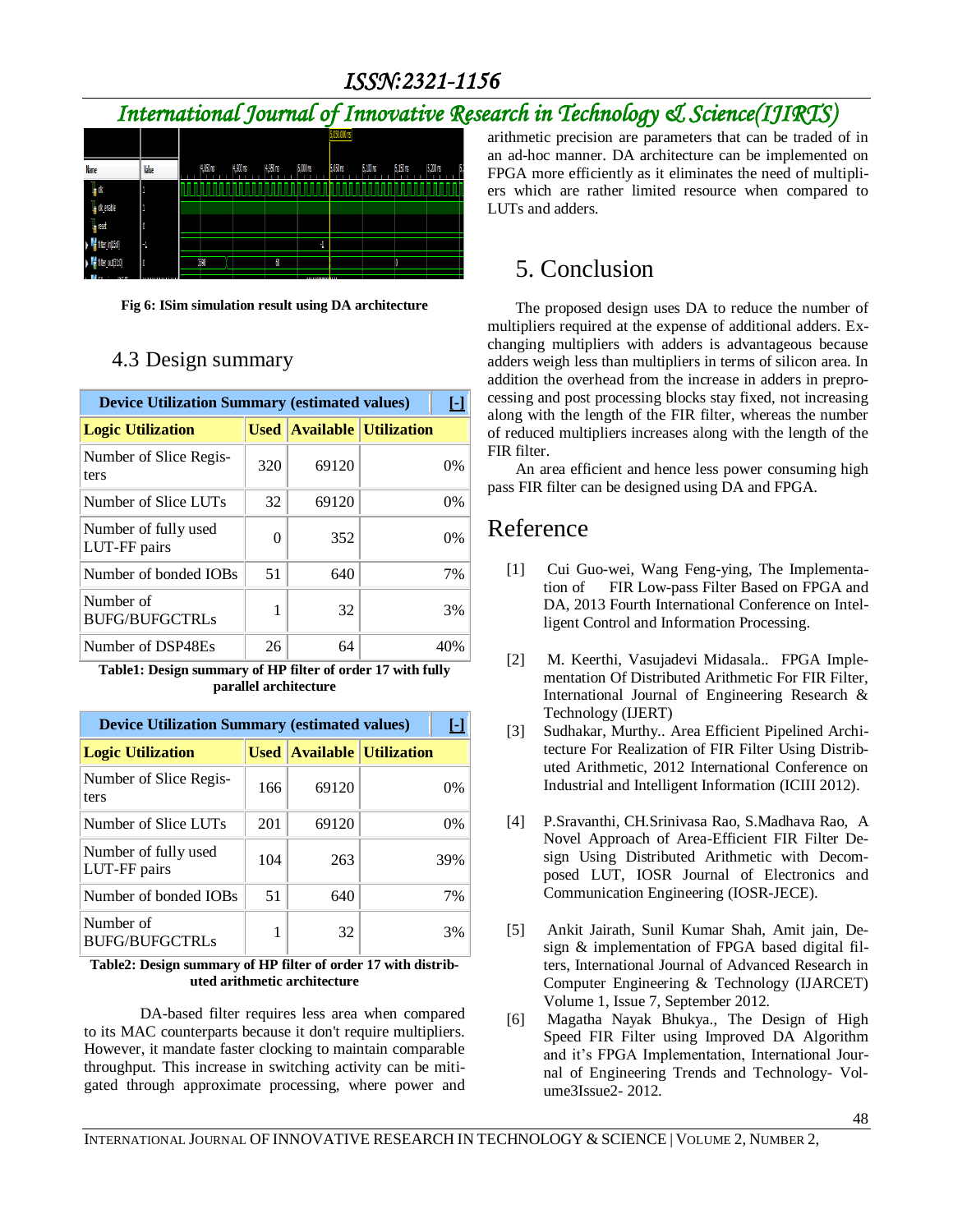Fig 6: ISim simulation result using DA architecture

## 4.3 Design summary

| Device Utilization Summary (estimated values) | | | [-] |
|---|---|---|---|
| **Logic Utilization** | **Used** | **Available** | **Utilization** |
| Number of Slice Registers | 320 | 69120 | 0% |
| Number of Slice LUTs | 32 | 69120 | 0% |
| Number of fully used LUT-FF pairs | 0 | 352 | 0% |
| Number of bonded IOBs | 51 | 640 | 7% |
| Number of BUFG/BUFGCTRLs | 1 | 32 | 3% |
| Number of DSP48Es | 26 | 64 | 40% |

**Table1: Design summary of HP filter of order 17 with fully parallel architecture**

| Device Utilization Summary (estimated values) | | | [-] |
|---|---|---|---|
| **Logic Utilization** | **Used** | **Available** | **Utilization** |
| Number of Slice Registers | 166 | 69120 | 0% |
| Number of Slice LUTs | 201 | 69120 | 0% |
| Number of fully used LUT-FF pairs | 104 | 263 | 39% |
| Number of bonded IOBs | 51 | 640 | 7% |
| Number of BUFG/BUFGCTRLs | 1 | 32 | 3% |

**Table2: Design summary of HP filter of order 17 with distributed arithmetic architecture**

DA-based filter requires less area when compared to its MAC counterparts because it don't require multipliers. However, it mandate faster clocking to maintain comparable throughput. This increase in switching activity can be mitigated through approximate processing, where power and arithmetic precision are parameters that can be traded of in an ad-hoc manner. DA architecture can be implemented on FPGA more efficiently as it eliminates the need of multipliers which are rather limited resource when compared to LUTs and adders.

# 5. Conclusion

The proposed design uses DA to reduce the number of multipliers required at the expense of additional adders. Exchanging multipliers with adders is advantageous because adders weigh less than multipliers in terms of silicon area. In addition the overhead from the increase in adders in preprocessing and post processing blocks stay fixed, not increasing along with the length of the FIR filter, whereas the number of reduced multipliers increases along with the length of the FIR filter.

An area efficient and hence less power consuming high pass FIR filter can be designed using DA and FPGA.

# Reference

[1] Cui Guo-wei, Wang Feng-ying, The Implementation of FIR Low-pass Filter Based on FPGA and DA, 2013 Fourth International Conference on Intelligent Control and Information Processing.

[2] M. Keerthi, Vasujadevi Midasala.. FPGA Implementation Of Distributed Arithmetic For FIR Filter, International Journal of Engineering Research & Technology (IJERT)

[3] Sudhakar, Murthy.. Area Efficient Pipelined Architecture For Realization of FIR Filter Using Distributed Arithmetic, 2012 International Conference on Industrial and Intelligent Information (ICIII 2012).

[4] P.Sravanthi, CH.Srinivasa Rao, S.Madhava Rao, A Novel Approach of Area-Efficient FIR Filter Design Using Distributed Arithmetic with Decomposed LUT, IOSR Journal of Electronics and Communication Engineering (IOSR-JECE).

[5] Ankit Jairath, Sunil Kumar Shah, Amit jain, Design & implementation of FPGA based digital filters, International Journal of Advanced Research in Computer Engineering & Technology (IJARCET) Volume 1, Issue 7, September 2012.

[6] Magatha Nayak Bhukya., The Design of High Speed FIR Filter using Improved DA Algorithm and it's FPGA Implementation, International Journal of Engineering Trends and Technology- Volume3Issue2- 2012.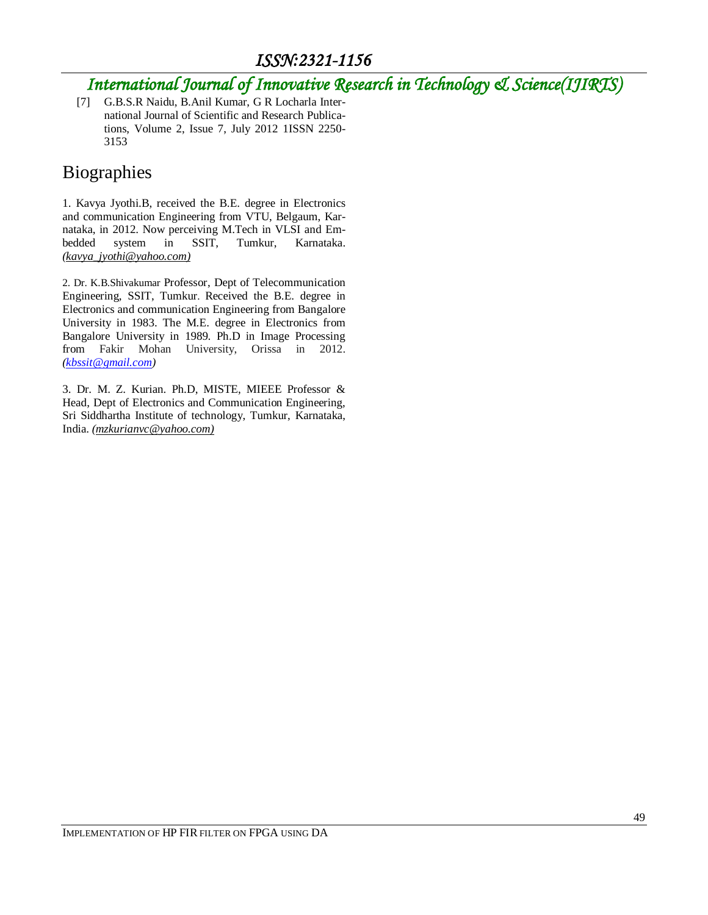[7] G.B.S.R Naidu, B.Anil Kumar, G R Locharla International Journal of Scientific and Research Publications, Volume 2, Issue 7, July 2012 1ISSN 2250-3153

# Biographies

1. Kavya Jyothi.B, received the B.E. degree in Electronics and communication Engineering from VTU, Belgaum, Karnataka, in 2012. Now perceiving M.Tech in VLSI and Embedded system in SSIT, Tumkur, Karnataka. *(kavya_jyothi@yahoo.com)*

2. Dr. K.B.Shivakumar Professor, Dept of Telecommunication Engineering, SSIT, Tumkur. Received the B.E. degree in Electronics and communication Engineering from Bangalore University in 1983. The M.E. degree in Electronics from Bangalore University in 1989. Ph.D in Image Processing from Fakir Mohan University, Orissa in 2012. *(kbssit@gmail.com)*

3. Dr. M. Z. Kurian. Ph.D, MISTE, MIEEE Professor & Head, Dept of Electronics and Communication Engineering, Sri Siddhartha Institute of technology, Tumkur, Karnataka, India. *(mzkurianvc@yahoo.com)*